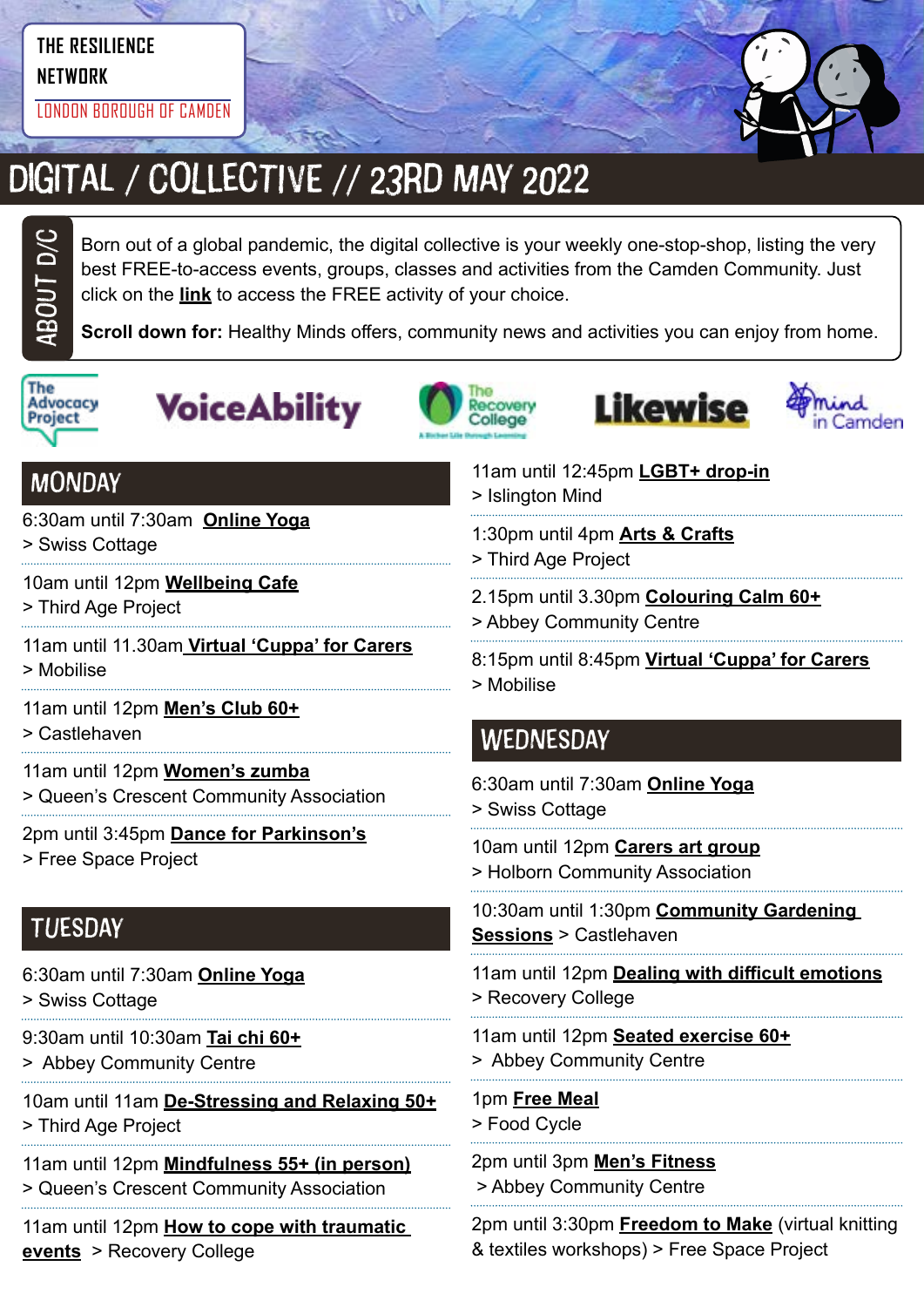THE RESILIENCE NETWORK

LONDON BOROUGH OF CAMDEN

# DIGITAL / COLLECTIVE // 23RD MAY 2022

**ABOUT D/C**

Born out of a global pandemic, the digital collective is your weekly one-stop-shop, listing the very best FREE-to-access events, groups, classes and activities from the Camden Community. Just click on the **link** to access the FREE activity of your choice.

**Scroll down for:** Healthy Minds offers, community news and activities you can enjoy from home.

The Advocacy Project | VoiceAbility | The Recovery College | Likewise | Mind in Camden

## MONDAY

6:30am until 7:30am **Online Yoga**
> Swiss Cottage

10am until 12pm **Wellbeing Cafe**
> Third Age Project

11am until 11.30am **Virtual 'Cuppa' for Carers**
> Mobilise

11am until 12pm **Men's Club 60+**
> Castlehaven

11am until 12pm **Women's zumba**
> Queen's Crescent Community Association

2pm until 3:45pm **Dance for Parkinson's**
> Free Space Project

## TUESDAY

6:30am until 7:30am **Online Yoga**
> Swiss Cottage

9:30am until 10:30am **Tai chi 60+**
> Abbey Community Centre

10am until 11am **De-Stressing and Relaxing 50+**
> Third Age Project

11am until 12pm **Mindfulness 55+ (in person)**
> Queen's Crescent Community Association

11am until 12pm **How to cope with traumatic events** > Recovery College

11am until 12:45pm **LGBT+ drop-in**
> Islington Mind

1:30pm until 4pm **Arts & Crafts**
> Third Age Project

2.15pm until 3.30pm **Colouring Calm 60+**
> Abbey Community Centre

8:15pm until 8:45pm **Virtual 'Cuppa' for Carers**
> Mobilise

## WEDNESDAY

6:30am until 7:30am **Online Yoga**
> Swiss Cottage

10am until 12pm **Carers art group**
> Holborn Community Association

10:30am until 1:30pm **Community Gardening Sessions** > Castlehaven

11am until 12pm **Dealing with difficult emotions**
> Recovery College

11am until 12pm **Seated exercise 60+**
> Abbey Community Centre

1pm **Free Meal**
> Food Cycle

2pm until 3pm **Men's Fitness**
> Abbey Community Centre

2pm until 3:30pm **Freedom to Make** (virtual knitting & textiles workshops) > Free Space Project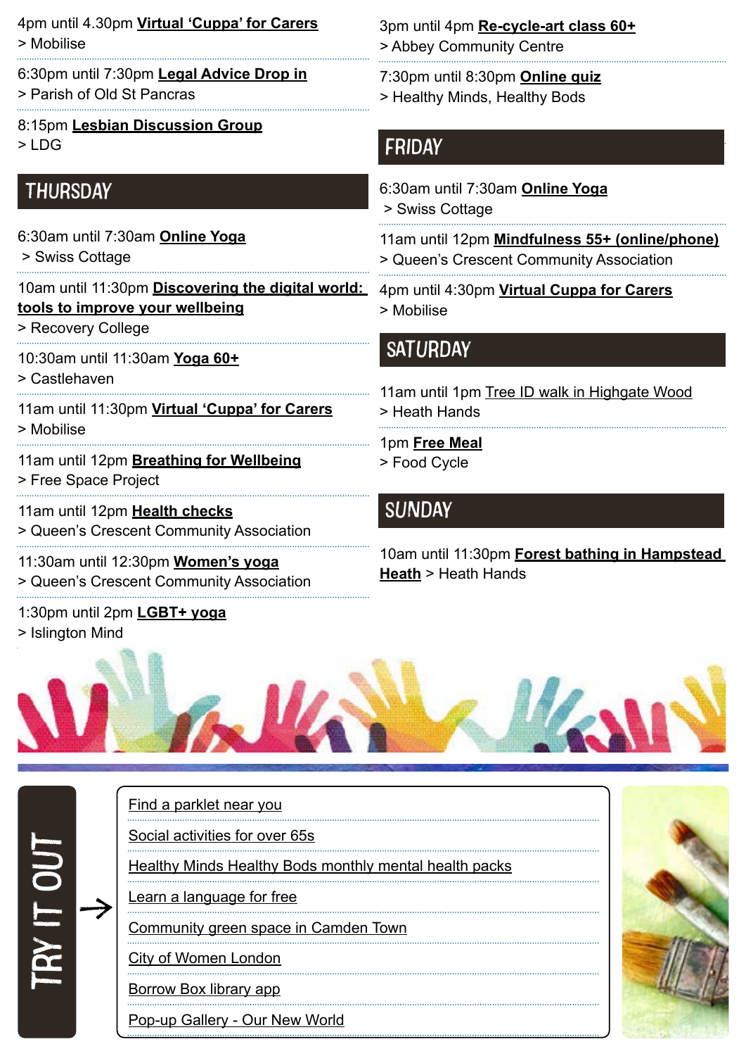4pm until 4.30pm **Virtual 'Cuppa' for Carers**
> Mobilise

6:30pm until 7:30pm **Legal Advice Drop in**
> Parish of Old St Pancras

8:15pm **Lesbian Discussion Group**
> LDG

## THURSDAY

6:30am until 7:30am **Online Yoga**
> Swiss Cottage

10am until 11:30pm **Discovering the digital world: tools to improve your wellbeing**
> Recovery College

10:30am until 11:30am **Yoga 60+**
> Castlehaven

11am until 11:30pm **Virtual 'Cuppa' for Carers**
> Mobilise

11am until 12pm **Breathing for Wellbeing**
> Free Space Project

11am until 12pm **Health checks**
> Queen's Crescent Community Association

11:30am until 12:30pm **Women's yoga**
> Queen's Crescent Community Association

1:30pm until 2pm **LGBT+ yoga**
> Islington Mind

3pm until 4pm **Re-cycle-art class 60+**
> Abbey Community Centre

7:30pm until 8:30pm **Online quiz**
> Healthy Minds, Healthy Bods

## FRIDAY

6:30am until 7:30am **Online Yoga**
> Swiss Cottage

11am until 12pm **Mindfulness 55+ (online/phone)**
> Queen's Crescent Community Association

4pm until 4:30pm **Virtual Cuppa for Carers**
> Mobilise

## SATURDAY

11am until 1pm Tree ID walk in Highgate Wood
> Heath Hands

1pm **Free Meal**
> Food Cycle

## SUNDAY

10am until 11:30pm **Forest bathing in Hampstead Heath** > Heath Hands

## TRY IT OUT

- Find a parklet near you
- Social activities for over 65s
- Healthy Minds Healthy Bods monthly mental health packs
- Learn a language for free
- Community green space in Camden Town
- City of Women London
- Borrow Box library app
- Pop-up Gallery - Our New World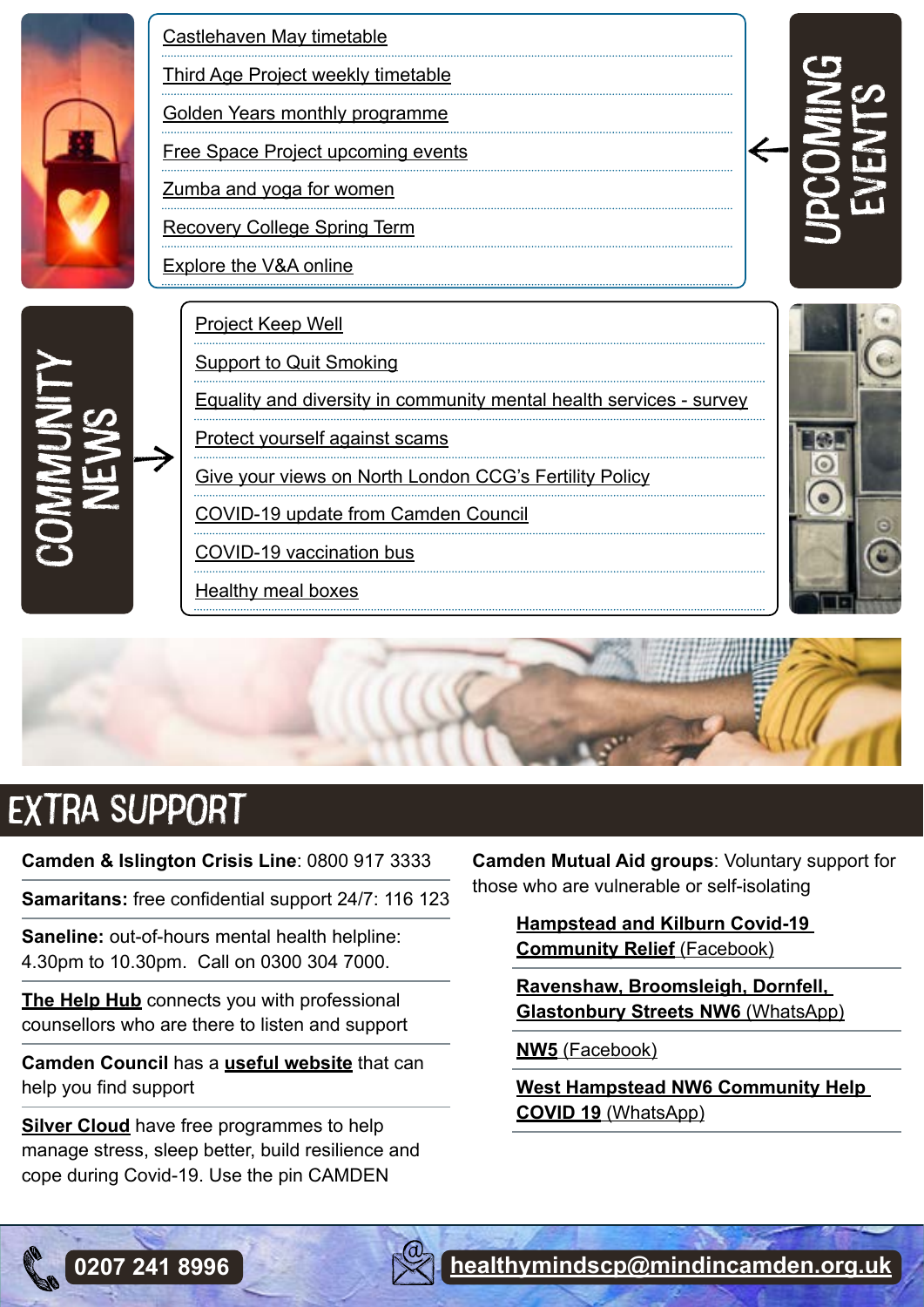## Upcoming Events

- Castlehaven May timetable
- Third Age Project weekly timetable
- Golden Years monthly programme
- Free Space Project upcoming events
- Zumba and yoga for women
- Recovery College Spring Term
- Explore the V&A online

## Community News

- Project Keep Well
- Support to Quit Smoking
- Equality and diversity in community mental health services - survey
- Protect yourself against scams
- Give your views on North London CCG's Fertility Policy
- COVID-19 update from Camden Council
- COVID-19 vaccination bus
- Healthy meal boxes

# EXTRA SUPPORT

**Camden & Islington Crisis Line**: 0800 917 3333

**Samaritans:** free confidential support 24/7: 116 123

**Saneline:** out-of-hours mental health helpline: 4.30pm to 10.30pm. Call on 0300 304 7000.

**The Help Hub** connects you with professional counsellors who are there to listen and support

**Camden Council** has a **useful website** that can help you find support

**Silver Cloud** have free programmes to help manage stress, sleep better, build resilience and cope during Covid-19. Use the pin CAMDEN

**Camden Mutual Aid groups**: Voluntary support for those who are vulnerable or self-isolating

- **Hampstead and Kilburn Covid-19 Community Relief** (Facebook)
- **Ravenshaw, Broomsleigh, Dornfell, Glastonbury Streets NW6** (WhatsApp)
- **NW5** (Facebook)
- **West Hampstead NW6 Community Help COVID 19** (WhatsApp)

0207 241 8996

healthymindscp@mindincamden.org.uk